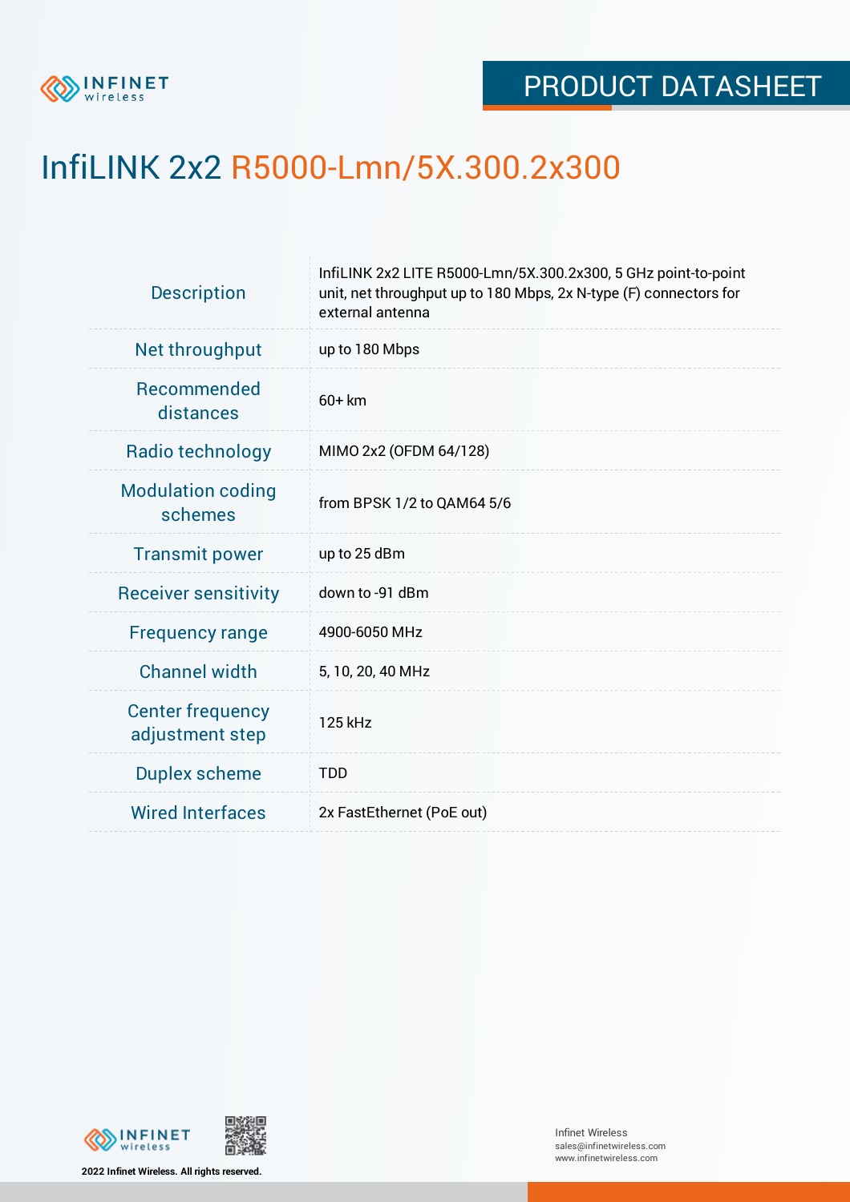PRODUCT DATASHEET

# InfiLINK 2x2 R5000-Lmn/5X.300.2x300

| | |
|---|---|
| Description | InfiLINK 2x2 LITE R5000-Lmn/5X.300.2x300, 5 GHz point-to-point unit, net throughput up to 180 Mbps, 2x N-type (F) connectors for external antenna |
| Net throughput | up to 180 Mbps |
| Recommended distances | 60+ km |
| Radio technology | MIMO 2x2 (OFDM 64/128) |
| Modulation coding schemes | from BPSK 1/2 to QAM64 5/6 |
| Transmit power | up to 25 dBm |
| Receiver sensitivity | down to -91 dBm |
| Frequency range | 4900-6050 MHz |
| Channel width | 5, 10, 20, 40 MHz |
| Center frequency adjustment step | 125 kHz |
| Duplex scheme | TDD |
| Wired Interfaces | 2x FastEthernet (PoE out) |

2022 Infinet Wireless. All rights reserved.

Infinet Wireless
sales@infinetwireless.com
www.infinetwireless.com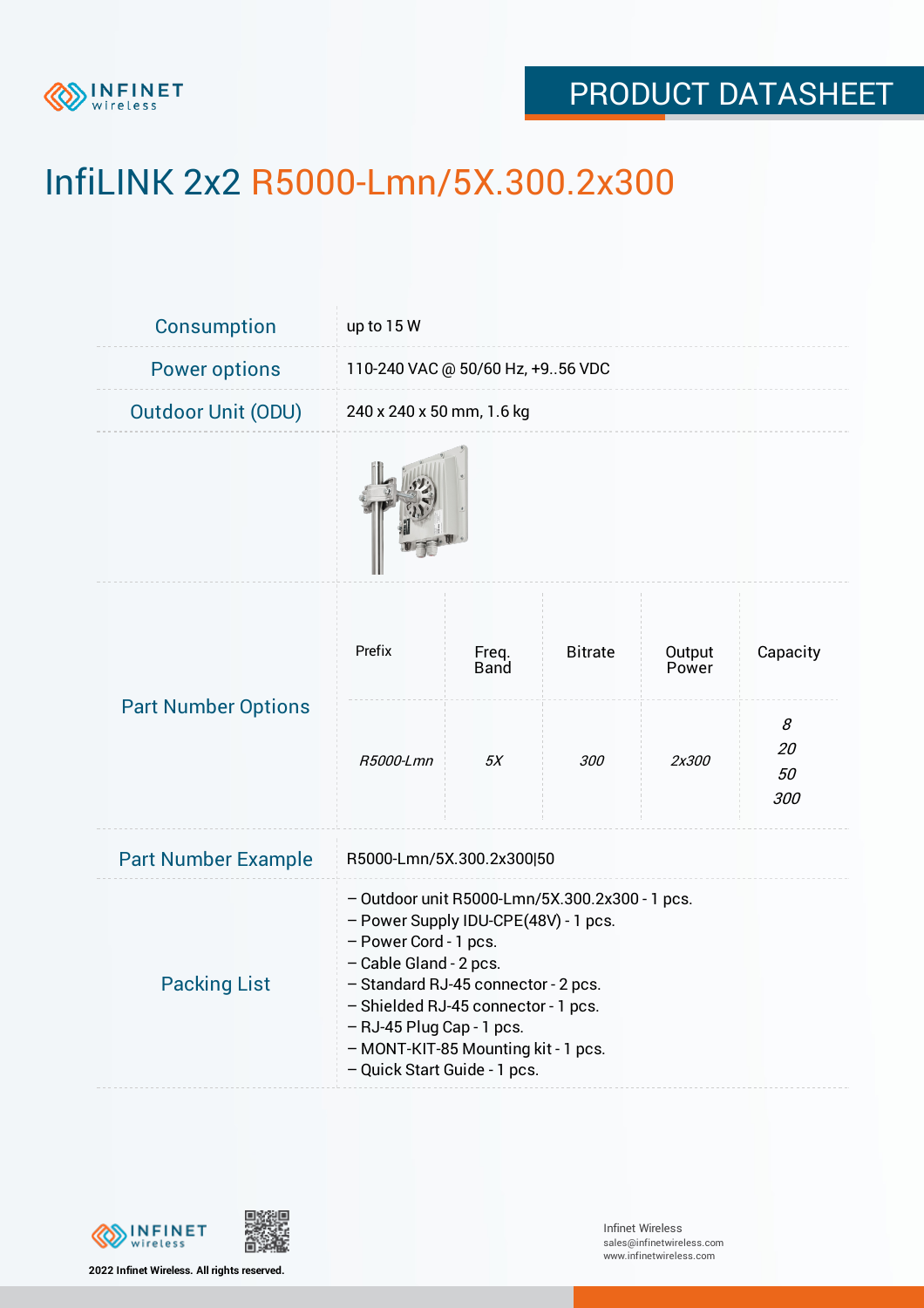# InfiLINK 2x2 R5000-Lmn/5X.300.2x300

| | |
|---|---|
| Consumption | up to 15 W |
| Power options | 110-240 VAC @ 50/60 Hz, +9..56 VDC |
| Outdoor Unit (ODU) | 240 x 240 x 50 mm, 1.6 kg |

**Part Number Options**

| Prefix | Freq. Band | Bitrate | Output Power | Capacity |
|---|---|---|---|---|
| *R5000-Lmn* | *5X* | *300* | *2x300* | *8*<br>*20*<br>*50*<br>*300* |

| | |
|---|---|
| Part Number Example | R5000-Lmn/5X.300.2x300\|50 |

**Packing List**

– Outdoor unit R5000-Lmn/5X.300.2x300 - 1 pcs.
– Power Supply IDU-CPE(48V) - 1 pcs.
– Power Cord - 1 pcs.
– Cable Gland - 2 pcs.
– Standard RJ-45 connector - 2 pcs.
– Shielded RJ-45 connector - 1 pcs.
– RJ-45 Plug Cap - 1 pcs.
– MONT-KIT-85 Mounting kit - 1 pcs.
– Quick Start Guide - 1 pcs.

2022 Infinet Wireless. All rights reserved.

Infinet Wireless
sales@infinetwireless.com
www.infinetwireless.com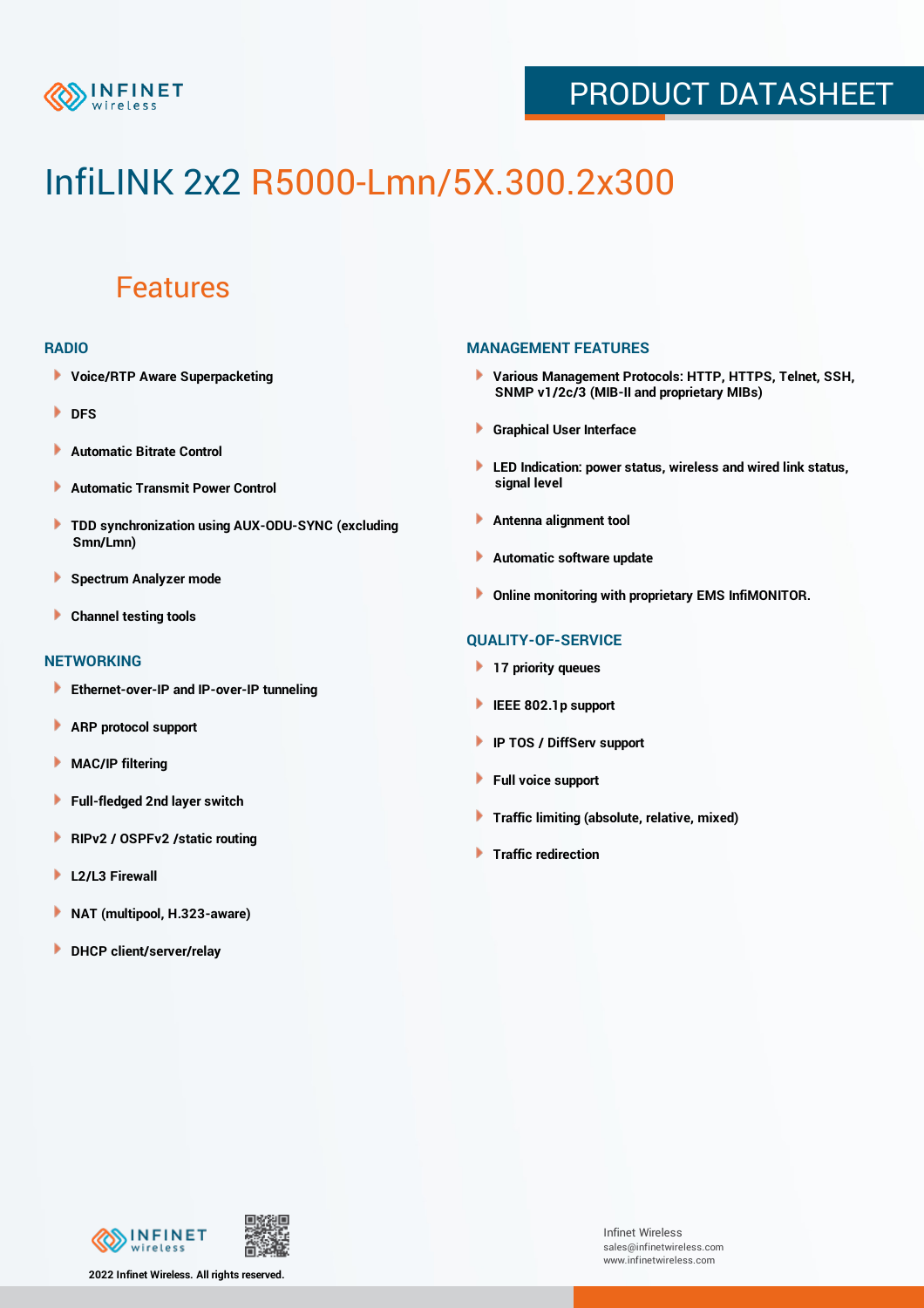# InfiLINK 2x2 R5000-Lmn/5X.300.2x300

## Features

### RADIO

- Voice/RTP Aware Superpacketing
- DFS
- Automatic Bitrate Control
- Automatic Transmit Power Control
- TDD synchronization using AUX-ODU-SYNC (excluding Smn/Lmn)
- Spectrum Analyzer mode
- Channel testing tools

### NETWORKING

- Ethernet-over-IP and IP-over-IP tunneling
- ARP protocol support
- MAC/IP filtering
- Full-fledged 2nd layer switch
- RIPv2 / OSPFv2 /static routing
- L2/L3 Firewall
- NAT (multipool, H.323-aware)
- DHCP client/server/relay

### MANAGEMENT FEATURES

- Various Management Protocols: HTTP, HTTPS, Telnet, SSH, SNMP v1/2c/3 (MIB-II and proprietary MIBs)
- Graphical User Interface
- LED Indication: power status, wireless and wired link status, signal level
- Antenna alignment tool
- Automatic software update
- Online monitoring with proprietary EMS InfiMONITOR.

### QUALITY-OF-SERVICE

- 17 priority queues
- IEEE 802.1p support
- IP TOS / DiffServ support
- Full voice support
- Traffic limiting (absolute, relative, mixed)
- Traffic redirection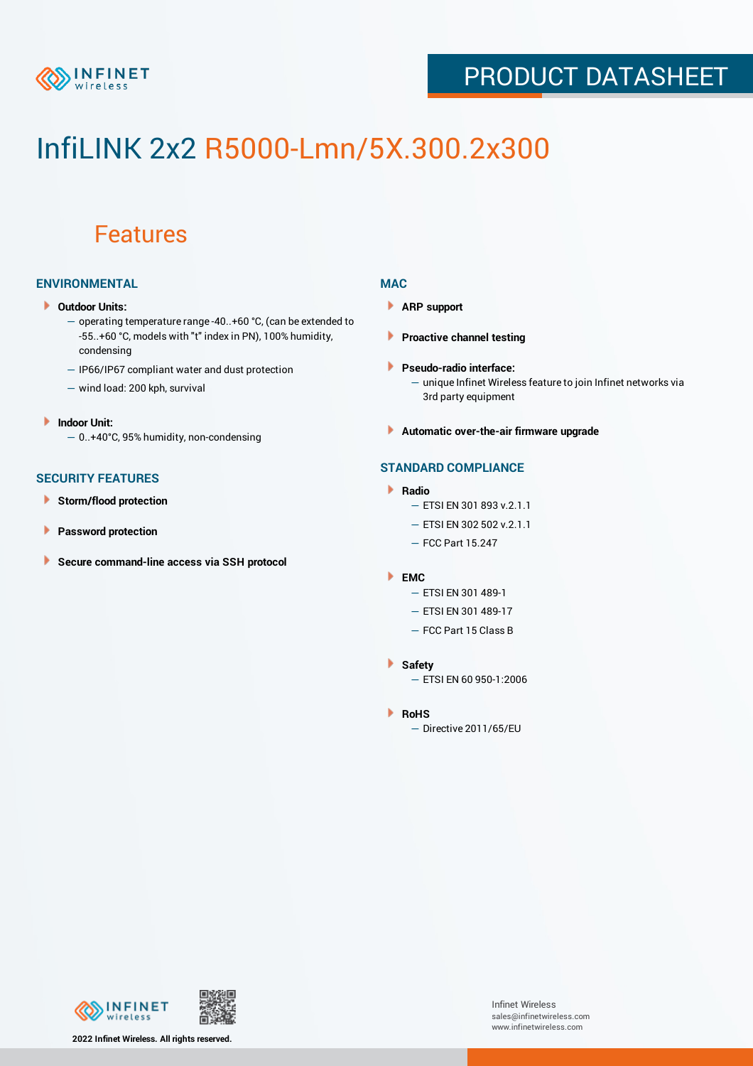# InfiLINK 2x2 R5000-Lmn/5X.300.2x300

## Features

### ENVIRONMENTAL

- **Outdoor Units:**
  - operating temperature range -40..+60 °C, (can be extended to -55..+60 °C, models with "t" index in PN), 100% humidity, condensing
  - IP66/IP67 compliant water and dust protection
  - wind load: 200 kph, survival
- **Indoor Unit:**
  - 0..+40°C, 95% humidity, non-condensing

### SECURITY FEATURES

- **Storm/flood protection**
- **Password protection**
- **Secure command-line access via SSH protocol**

### MAC

- **ARP support**
- **Proactive channel testing**
- **Pseudo-radio interface:**
  - unique Infinet Wireless feature to join Infinet networks via 3rd party equipment
- **Automatic over-the-air firmware upgrade**

### STANDARD COMPLIANCE

- **Radio**
  - ETSI EN 301 893 v.2.1.1
  - ETSI EN 302 502 v.2.1.1
  - FCC Part 15.247
- **EMC**
  - ETSI EN 301 489-1
  - ETSI EN 301 489-17
  - FCC Part 15 Class B
- **Safety**
  - ETSI EN 60 950-1:2006
- **RoHS**
  - Directive 2011/65/EU

2022 Infinet Wireless. All rights reserved.

Infinet Wireless
sales@infinetwireless.com
www.infinetwireless.com